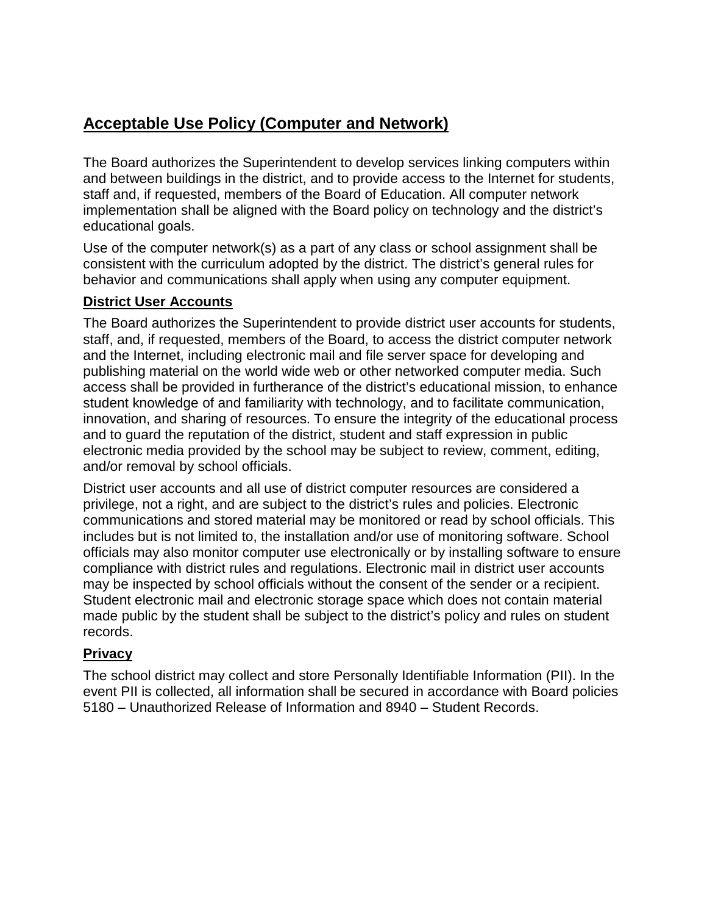# Acceptable Use Policy (Computer and Network)

The Board authorizes the Superintendent to develop services linking computers within and between buildings in the district, and to provide access to the Internet for students, staff and, if requested, members of the Board of Education. All computer network implementation shall be aligned with the Board policy on technology and the district's educational goals.

Use of the computer network(s) as a part of any class or school assignment shall be consistent with the curriculum adopted by the district. The district's general rules for behavior and communications shall apply when using any computer equipment.

## District User Accounts

The Board authorizes the Superintendent to provide district user accounts for students, staff, and, if requested, members of the Board, to access the district computer network and the Internet, including electronic mail and file server space for developing and publishing material on the world wide web or other networked computer media. Such access shall be provided in furtherance of the district's educational mission, to enhance student knowledge of and familiarity with technology, and to facilitate communication, innovation, and sharing of resources. To ensure the integrity of the educational process and to guard the reputation of the district, student and staff expression in public electronic media provided by the school may be subject to review, comment, editing, and/or removal by school officials.

District user accounts and all use of district computer resources are considered a privilege, not a right, and are subject to the district's rules and policies. Electronic communications and stored material may be monitored or read by school officials. This includes but is not limited to, the installation and/or use of monitoring software. School officials may also monitor computer use electronically or by installing software to ensure compliance with district rules and regulations. Electronic mail in district user accounts may be inspected by school officials without the consent of the sender or a recipient. Student electronic mail and electronic storage space which does not contain material made public by the student shall be subject to the district's policy and rules on student records.

## Privacy

The school district may collect and store Personally Identifiable Information (PII). In the event PII is collected, all information shall be secured in accordance with Board policies 5180 – Unauthorized Release of Information and 8940 – Student Records.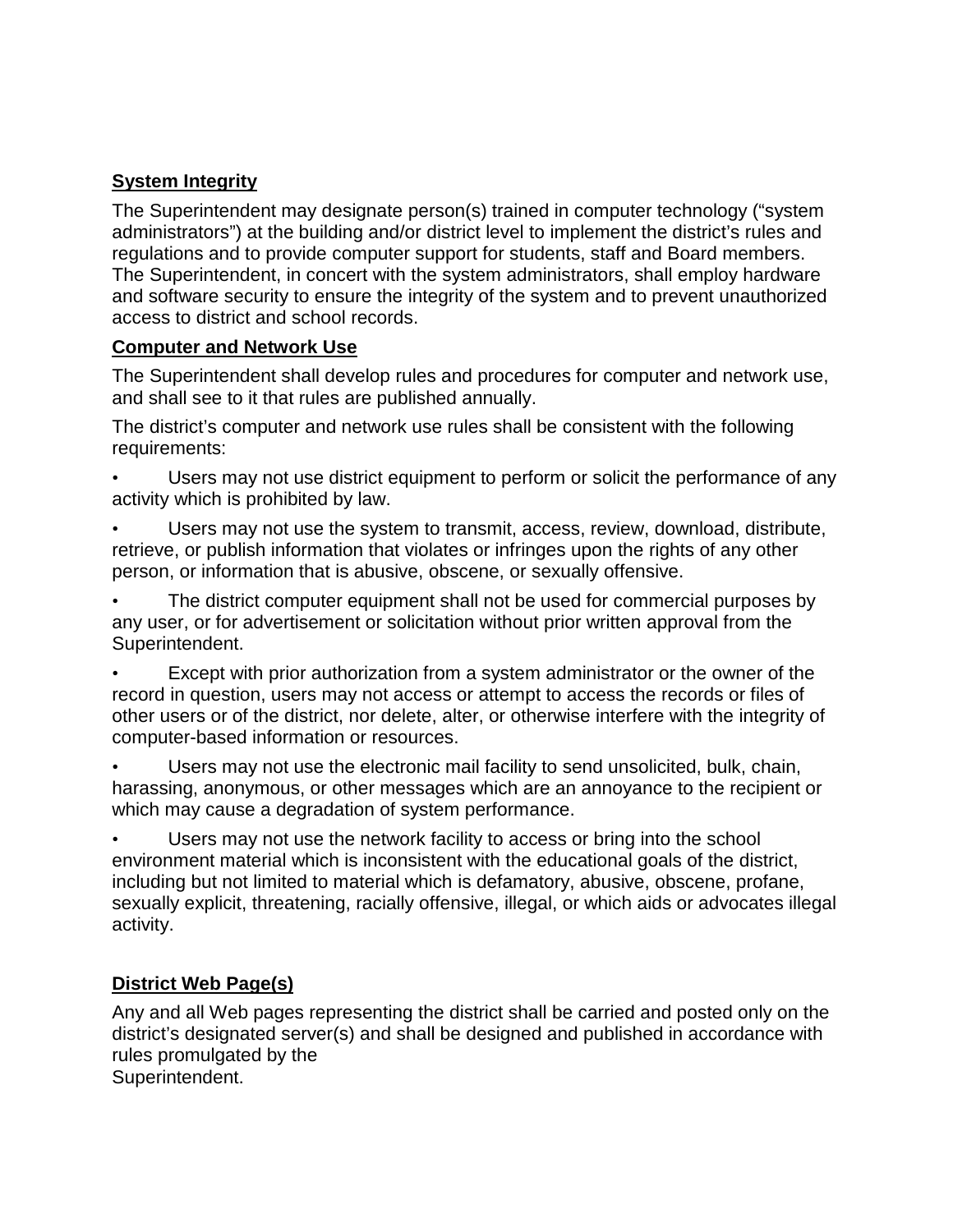**System Integrity**

The Superintendent may designate person(s) trained in computer technology ("system administrators") at the building and/or district level to implement the district's rules and regulations and to provide computer support for students, staff and Board members. The Superintendent, in concert with the system administrators, shall employ hardware and software security to ensure the integrity of the system and to prevent unauthorized access to district and school records.

**Computer and Network Use**

The Superintendent shall develop rules and procedures for computer and network use, and shall see to it that rules are published annually.

The district's computer and network use rules shall be consistent with the following requirements:

- Users may not use district equipment to perform or solicit the performance of any activity which is prohibited by law.
- Users may not use the system to transmit, access, review, download, distribute, retrieve, or publish information that violates or infringes upon the rights of any other person, or information that is abusive, obscene, or sexually offensive.
- The district computer equipment shall not be used for commercial purposes by any user, or for advertisement or solicitation without prior written approval from the Superintendent.
- Except with prior authorization from a system administrator or the owner of the record in question, users may not access or attempt to access the records or files of other users or of the district, nor delete, alter, or otherwise interfere with the integrity of computer-based information or resources.
- Users may not use the electronic mail facility to send unsolicited, bulk, chain, harassing, anonymous, or other messages which are an annoyance to the recipient or which may cause a degradation of system performance.
- Users may not use the network facility to access or bring into the school environment material which is inconsistent with the educational goals of the district, including but not limited to material which is defamatory, abusive, obscene, profane, sexually explicit, threatening, racially offensive, illegal, or which aids or advocates illegal activity.

**District Web Page(s)**

Any and all Web pages representing the district shall be carried and posted only on the district's designated server(s) and shall be designed and published in accordance with rules promulgated by the Superintendent.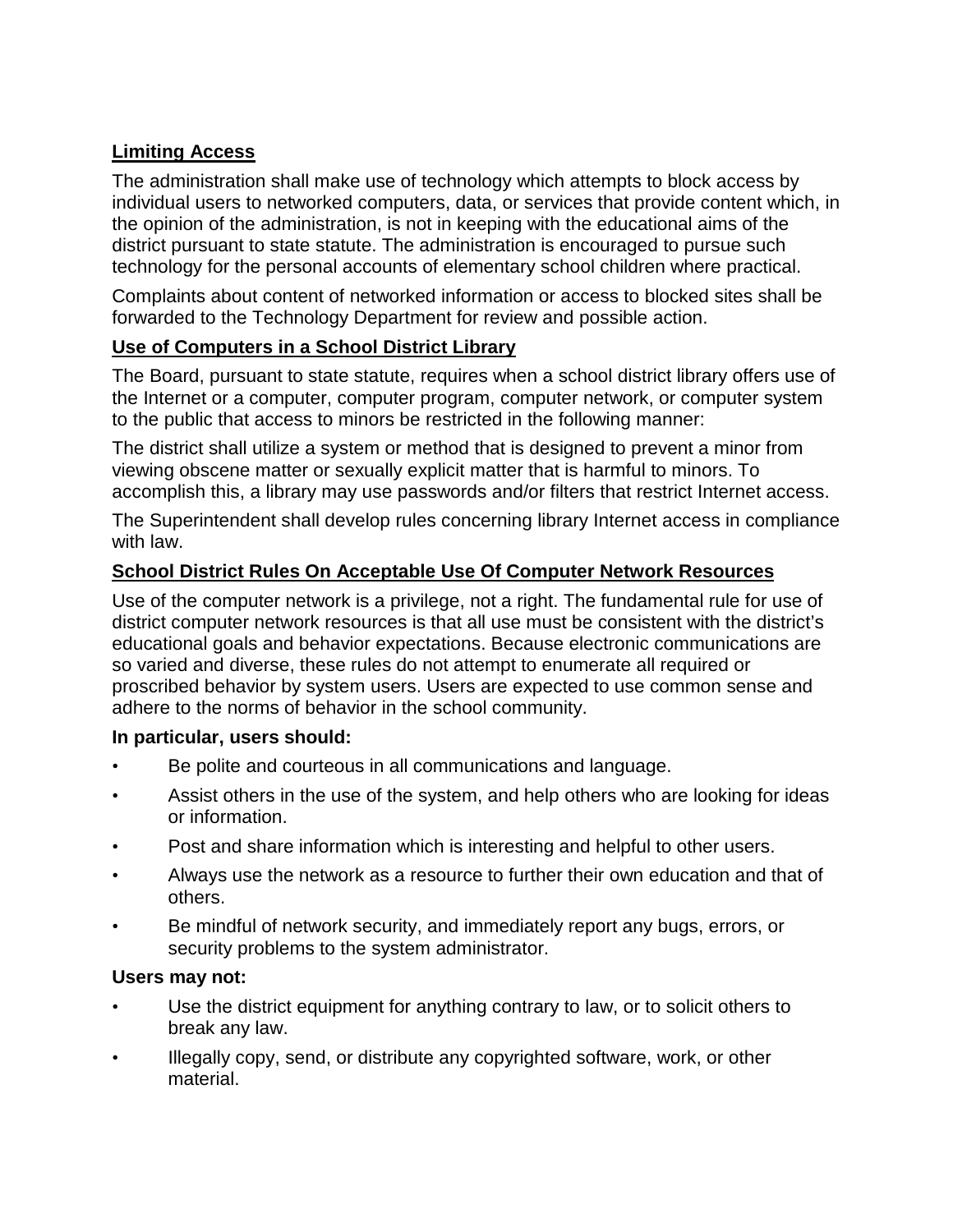## Limiting Access

The administration shall make use of technology which attempts to block access by individual users to networked computers, data, or services that provide content which, in the opinion of the administration, is not in keeping with the educational aims of the district pursuant to state statute. The administration is encouraged to pursue such technology for the personal accounts of elementary school children where practical.

Complaints about content of networked information or access to blocked sites shall be forwarded to the Technology Department for review and possible action.

## Use of Computers in a School District Library

The Board, pursuant to state statute, requires when a school district library offers use of the Internet or a computer, computer program, computer network, or computer system to the public that access to minors be restricted in the following manner:

The district shall utilize a system or method that is designed to prevent a minor from viewing obscene matter or sexually explicit matter that is harmful to minors. To accomplish this, a library may use passwords and/or filters that restrict Internet access.

The Superintendent shall develop rules concerning library Internet access in compliance with law.

## School District Rules On Acceptable Use Of Computer Network Resources

Use of the computer network is a privilege, not a right. The fundamental rule for use of district computer network resources is that all use must be consistent with the district's educational goals and behavior expectations. Because electronic communications are so varied and diverse, these rules do not attempt to enumerate all required or proscribed behavior by system users. Users are expected to use common sense and adhere to the norms of behavior in the school community.

**In particular, users should:**

- Be polite and courteous in all communications and language.
- Assist others in the use of the system, and help others who are looking for ideas or information.
- Post and share information which is interesting and helpful to other users.
- Always use the network as a resource to further their own education and that of others.
- Be mindful of network security, and immediately report any bugs, errors, or security problems to the system administrator.

**Users may not:**

- Use the district equipment for anything contrary to law, or to solicit others to break any law.
- Illegally copy, send, or distribute any copyrighted software, work, or other material.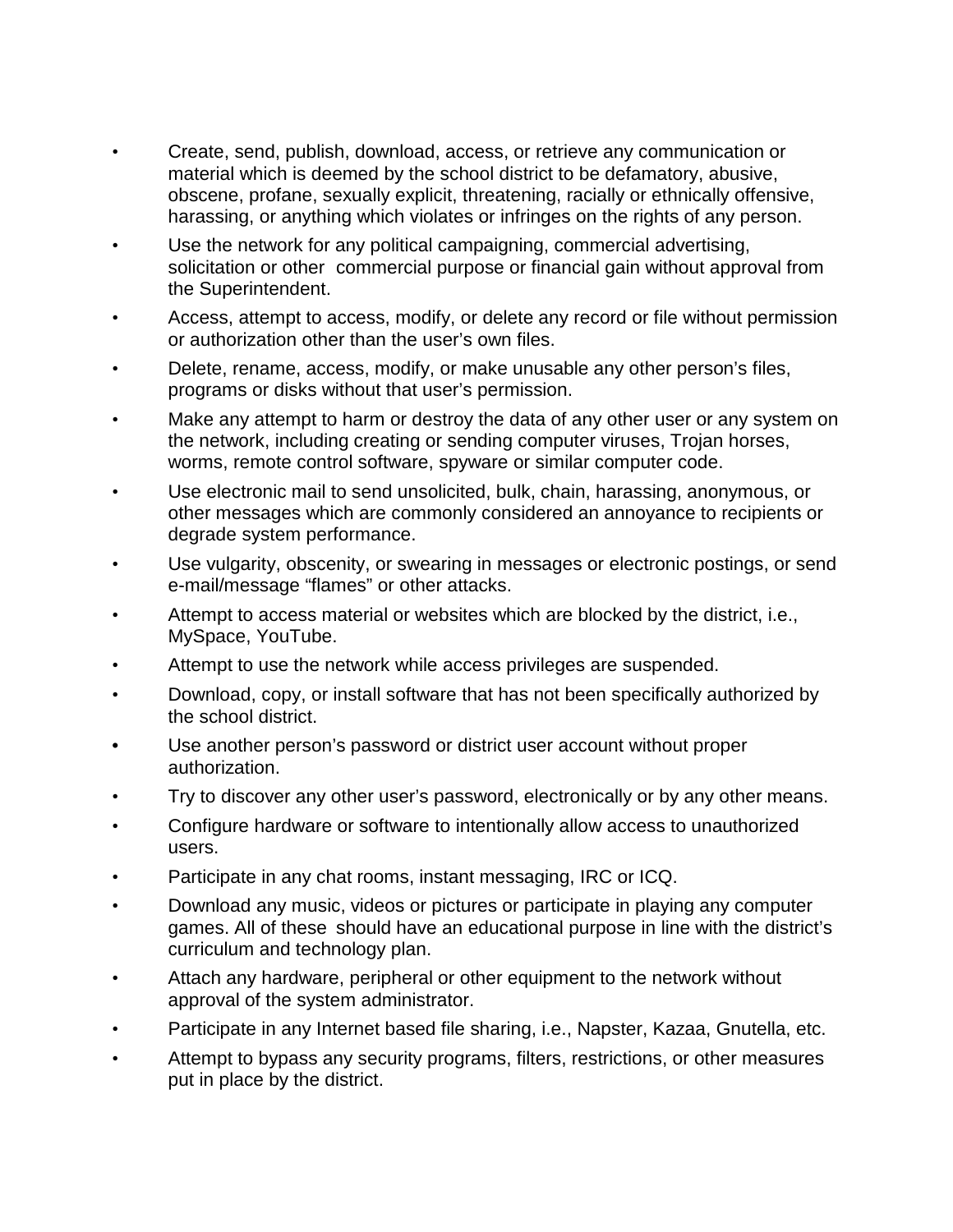- Create, send, publish, download, access, or retrieve any communication or material which is deemed by the school district to be defamatory, abusive, obscene, profane, sexually explicit, threatening, racially or ethnically offensive, harassing, or anything which violates or infringes on the rights of any person.
- Use the network for any political campaigning, commercial advertising, solicitation or other commercial purpose or financial gain without approval from the Superintendent.
- Access, attempt to access, modify, or delete any record or file without permission or authorization other than the user's own files.
- Delete, rename, access, modify, or make unusable any other person's files, programs or disks without that user's permission.
- Make any attempt to harm or destroy the data of any other user or any system on the network, including creating or sending computer viruses, Trojan horses, worms, remote control software, spyware or similar computer code.
- Use electronic mail to send unsolicited, bulk, chain, harassing, anonymous, or other messages which are commonly considered an annoyance to recipients or degrade system performance.
- Use vulgarity, obscenity, or swearing in messages or electronic postings, or send e-mail/message "flames" or other attacks.
- Attempt to access material or websites which are blocked by the district, i.e., MySpace, YouTube.
- Attempt to use the network while access privileges are suspended.
- Download, copy, or install software that has not been specifically authorized by the school district.
- Use another person's password or district user account without proper authorization.
- Try to discover any other user's password, electronically or by any other means.
- Configure hardware or software to intentionally allow access to unauthorized users.
- Participate in any chat rooms, instant messaging, IRC or ICQ.
- Download any music, videos or pictures or participate in playing any computer games. All of these should have an educational purpose in line with the district's curriculum and technology plan.
- Attach any hardware, peripheral or other equipment to the network without approval of the system administrator.
- Participate in any Internet based file sharing, i.e., Napster, Kazaa, Gnutella, etc.
- Attempt to bypass any security programs, filters, restrictions, or other measures put in place by the district.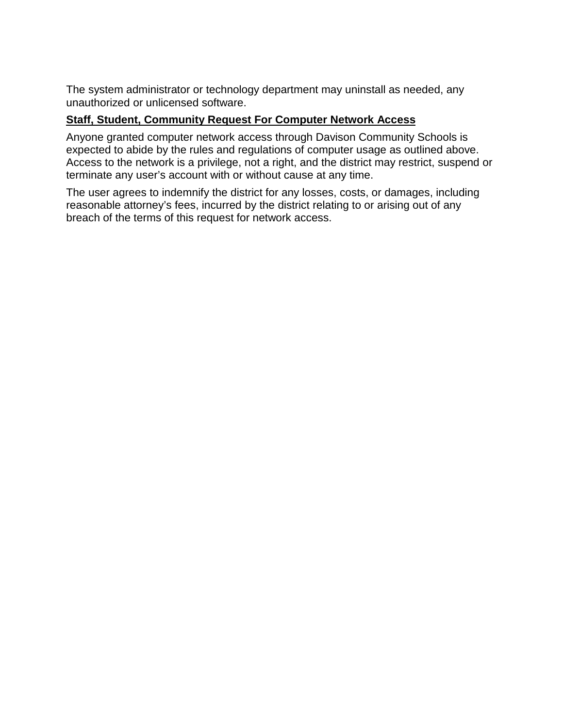The system administrator or technology department may uninstall as needed, any unauthorized or unlicensed software.

**<u>Staff, Student, Community Request For Computer Network Access</u>**

Anyone granted computer network access through Davison Community Schools is expected to abide by the rules and regulations of computer usage as outlined above. Access to the network is a privilege, not a right, and the district may restrict, suspend or terminate any user's account with or without cause at any time.

The user agrees to indemnify the district for any losses, costs, or damages, including reasonable attorney's fees, incurred by the district relating to or arising out of any breach of the terms of this request for network access.